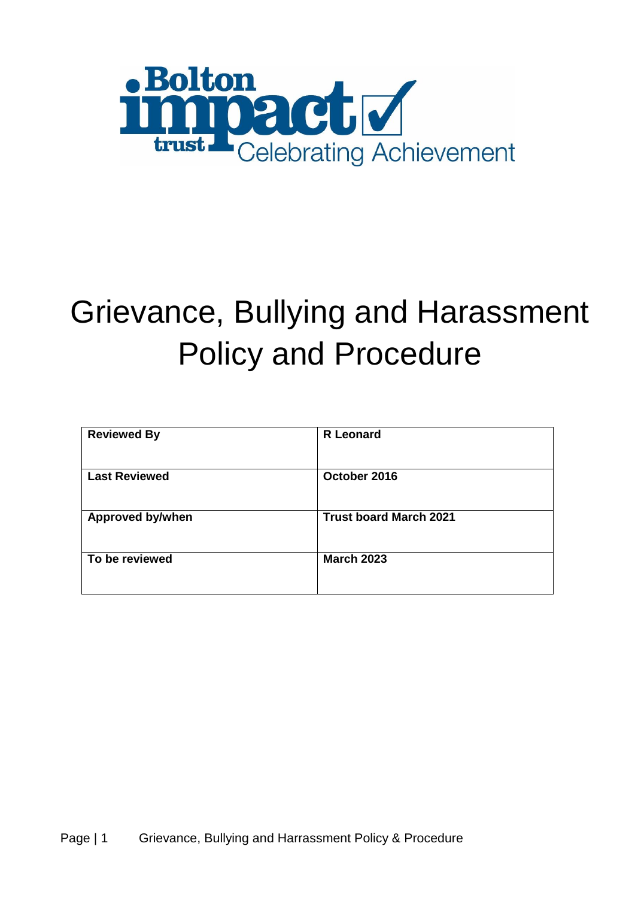Bolton impact trust Celebrating Achievement

# Grievance, Bullying and Harassment Policy and Procedure

| **Reviewed By** | **R Leonard** |
|---|---|
| **Last Reviewed** | **October 2016** |
| **Approved by/when** | **Trust board March 2021** |
| **To be reviewed** | **March 2023** |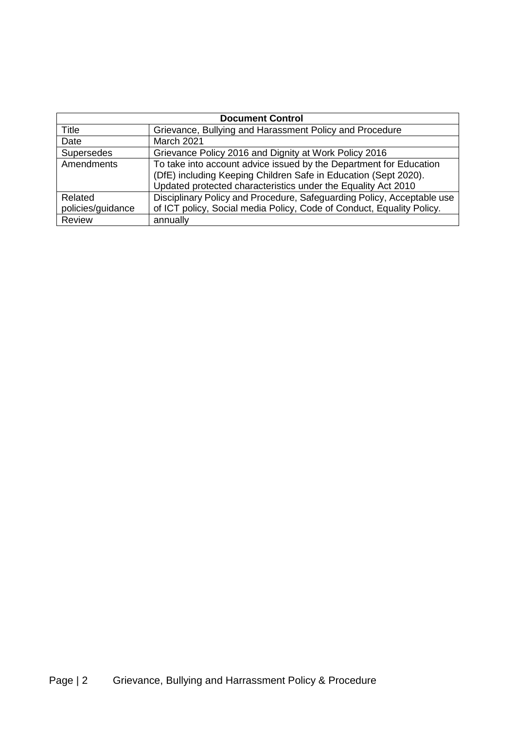| Document Control | |
|---|---|
| Title | Grievance, Bullying and Harassment Policy and Procedure |
| Date | March 2021 |
| Supersedes | Grievance Policy 2016 and Dignity at Work Policy 2016 |
| Amendments | To take into account advice issued by the Department for Education (DfE) including Keeping Children Safe in Education (Sept 2020). Updated protected characteristics under the Equality Act 2010 |
| Related policies/guidance | Disciplinary Policy and Procedure, Safeguarding Policy, Acceptable use of ICT policy, Social media Policy, Code of Conduct, Equality Policy. |
| Review | annually |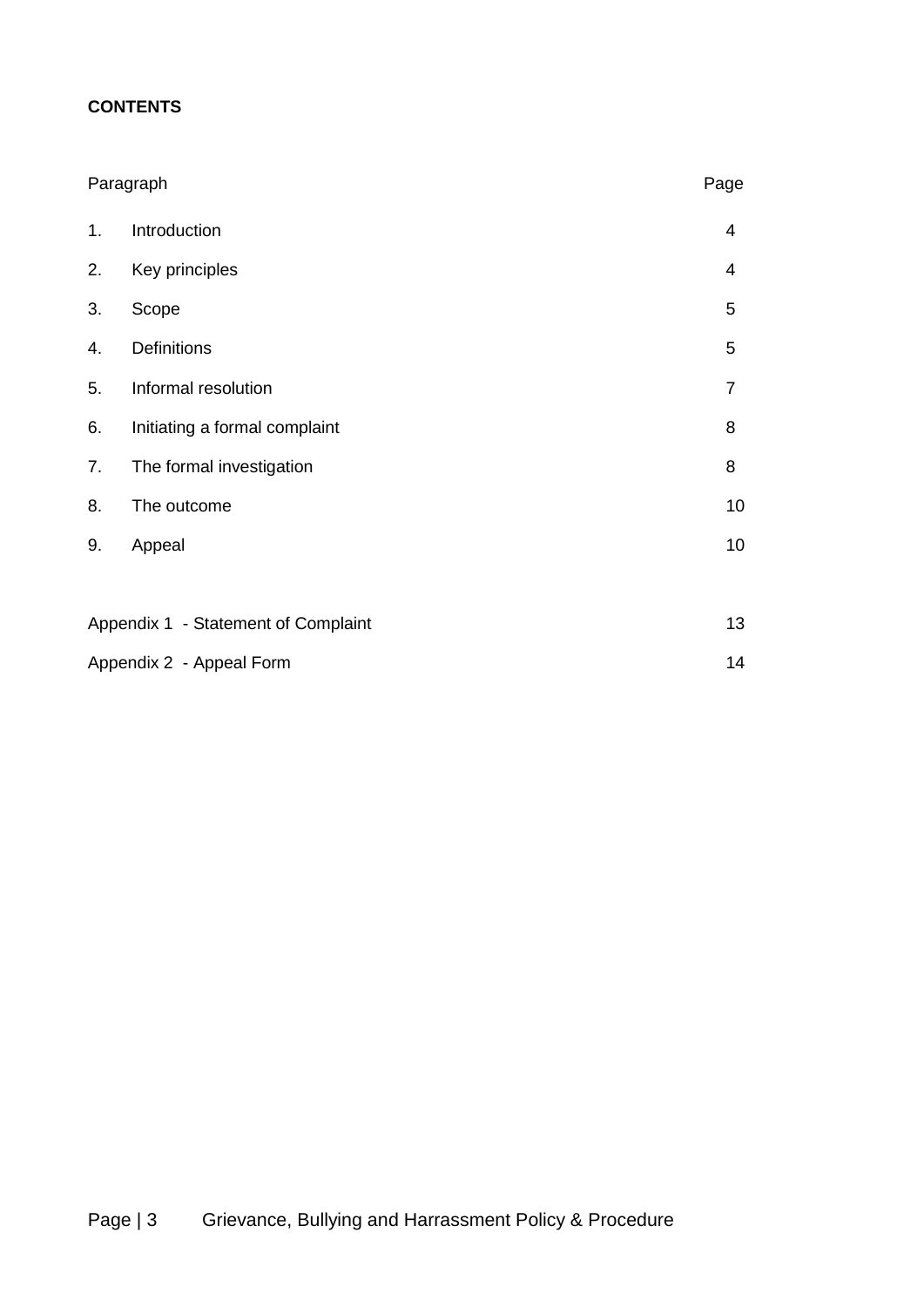**CONTENTS**

| Paragraph | | Page |
|---|---|---|
| 1. | Introduction | 4 |
| 2. | Key principles | 4 |
| 3. | Scope | 5 |
| 4. | Definitions | 5 |
| 5. | Informal resolution | 7 |
| 6. | Initiating a formal complaint | 8 |
| 7. | The formal investigation | 8 |
| 8. | The outcome | 10 |
| 9. | Appeal | 10 |
| Appendix 1 - Statement of Complaint | | 13 |
| Appendix 2 - Appeal Form | | 14 |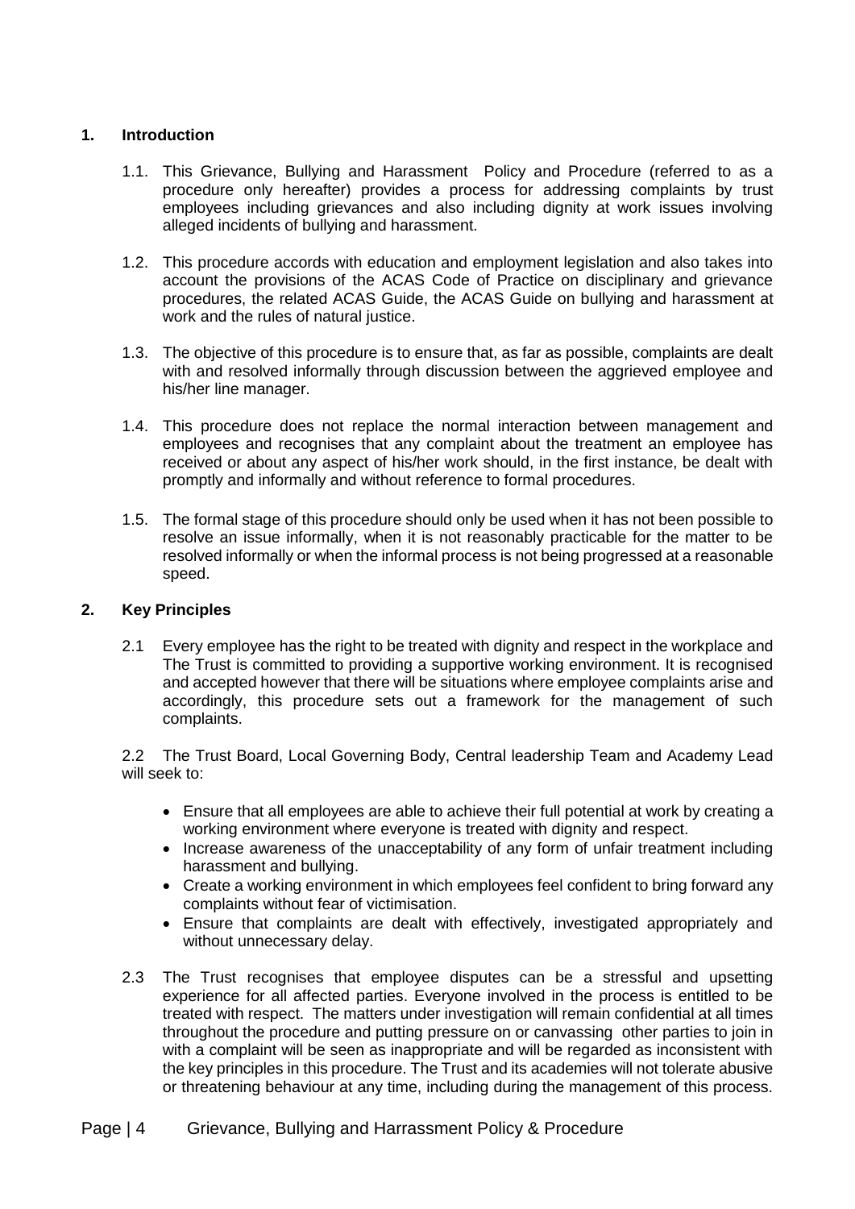## 1. Introduction

1.1. This Grievance, Bullying and Harassment Policy and Procedure (referred to as a procedure only hereafter) provides a process for addressing complaints by trust employees including grievances and also including dignity at work issues involving alleged incidents of bullying and harassment.

1.2. This procedure accords with education and employment legislation and also takes into account the provisions of the ACAS Code of Practice on disciplinary and grievance procedures, the related ACAS Guide, the ACAS Guide on bullying and harassment at work and the rules of natural justice.

1.3. The objective of this procedure is to ensure that, as far as possible, complaints are dealt with and resolved informally through discussion between the aggrieved employee and his/her line manager.

1.4. This procedure does not replace the normal interaction between management and employees and recognises that any complaint about the treatment an employee has received or about any aspect of his/her work should, in the first instance, be dealt with promptly and informally and without reference to formal procedures.

1.5. The formal stage of this procedure should only be used when it has not been possible to resolve an issue informally, when it is not reasonably practicable for the matter to be resolved informally or when the informal process is not being progressed at a reasonable speed.

## 2. Key Principles

2.1 Every employee has the right to be treated with dignity and respect in the workplace and The Trust is committed to providing a supportive working environment. It is recognised and accepted however that there will be situations where employee complaints arise and accordingly, this procedure sets out a framework for the management of such complaints.

2.2 The Trust Board, Local Governing Body, Central leadership Team and Academy Lead will seek to:

- Ensure that all employees are able to achieve their full potential at work by creating a working environment where everyone is treated with dignity and respect.
- Increase awareness of the unacceptability of any form of unfair treatment including harassment and bullying.
- Create a working environment in which employees feel confident to bring forward any complaints without fear of victimisation.
- Ensure that complaints are dealt with effectively, investigated appropriately and without unnecessary delay.

2.3 The Trust recognises that employee disputes can be a stressful and upsetting experience for all affected parties. Everyone involved in the process is entitled to be treated with respect. The matters under investigation will remain confidential at all times throughout the procedure and putting pressure on or canvassing other parties to join in with a complaint will be seen as inappropriate and will be regarded as inconsistent with the key principles in this procedure. The Trust and its academies will not tolerate abusive or threatening behaviour at any time, including during the management of this process.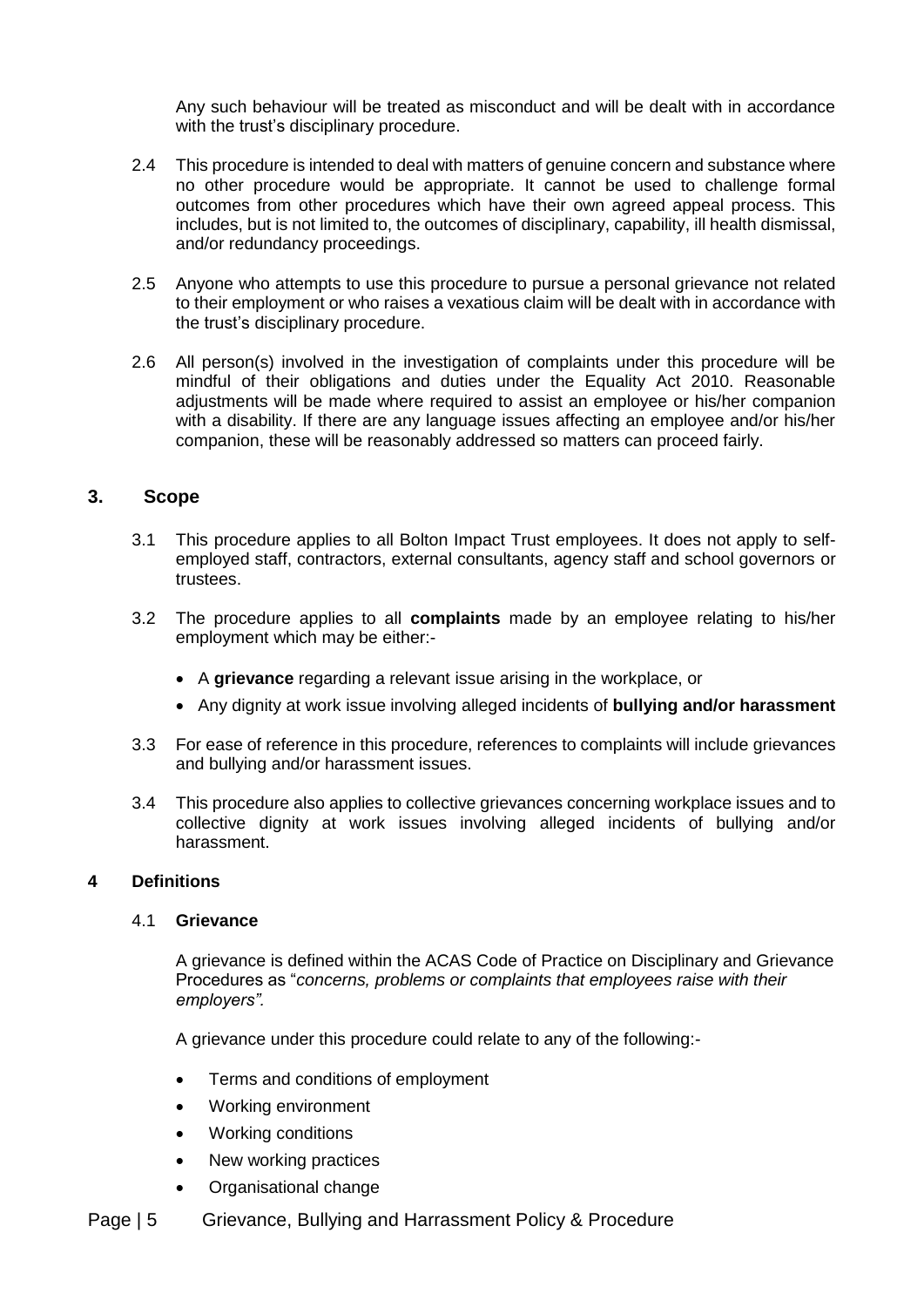Any such behaviour will be treated as misconduct and will be dealt with in accordance with the trust's disciplinary procedure.

2.4 This procedure is intended to deal with matters of genuine concern and substance where no other procedure would be appropriate. It cannot be used to challenge formal outcomes from other procedures which have their own agreed appeal process. This includes, but is not limited to, the outcomes of disciplinary, capability, ill health dismissal, and/or redundancy proceedings.

2.5 Anyone who attempts to use this procedure to pursue a personal grievance not related to their employment or who raises a vexatious claim will be dealt with in accordance with the trust's disciplinary procedure.

2.6 All person(s) involved in the investigation of complaints under this procedure will be mindful of their obligations and duties under the Equality Act 2010. Reasonable adjustments will be made where required to assist an employee or his/her companion with a disability. If there are any language issues affecting an employee and/or his/her companion, these will be reasonably addressed so matters can proceed fairly.

## 3. Scope

3.1 This procedure applies to all Bolton Impact Trust employees. It does not apply to self-employed staff, contractors, external consultants, agency staff and school governors or trustees.

3.2 The procedure applies to all **complaints** made by an employee relating to his/her employment which may be either:-

- A **grievance** regarding a relevant issue arising in the workplace, or
- Any dignity at work issue involving alleged incidents of **bullying and/or harassment**

3.3 For ease of reference in this procedure, references to complaints will include grievances and bullying and/or harassment issues.

3.4 This procedure also applies to collective grievances concerning workplace issues and to collective dignity at work issues involving alleged incidents of bullying and/or harassment.

## 4 Definitions

### 4.1 Grievance

A grievance is defined within the ACAS Code of Practice on Disciplinary and Grievance Procedures as "*concerns, problems or complaints that employees raise with their employers".*

A grievance under this procedure could relate to any of the following:-

- Terms and conditions of employment
- Working environment
- Working conditions
- New working practices
- Organisational change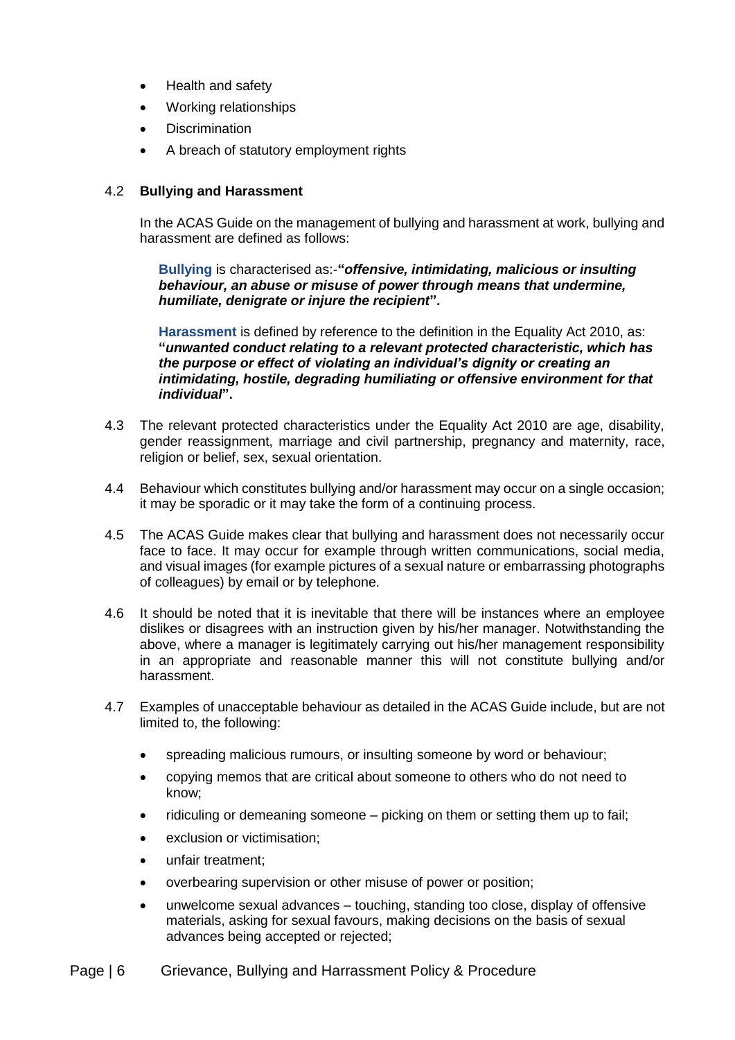- Health and safety
- Working relationships
- Discrimination
- A breach of statutory employment rights

4.2 **Bullying and Harassment**

In the ACAS Guide on the management of bullying and harassment at work, bullying and harassment are defined as follows:

**Bullying** is characterised as:-**"*offensive, intimidating, malicious or insulting behaviour, an abuse or misuse of power through means that undermine, humiliate, denigrate or injure the recipient*".**

**Harassment** is defined by reference to the definition in the Equality Act 2010, as: **"*unwanted conduct relating to a relevant protected characteristic, which has the purpose or effect of violating an individual's dignity or creating an intimidating, hostile, degrading humiliating or offensive environment for that individual*".**

4.3 The relevant protected characteristics under the Equality Act 2010 are age, disability, gender reassignment, marriage and civil partnership, pregnancy and maternity, race, religion or belief, sex, sexual orientation.

4.4 Behaviour which constitutes bullying and/or harassment may occur on a single occasion; it may be sporadic or it may take the form of a continuing process.

4.5 The ACAS Guide makes clear that bullying and harassment does not necessarily occur face to face. It may occur for example through written communications, social media, and visual images (for example pictures of a sexual nature or embarrassing photographs of colleagues) by email or by telephone.

4.6 It should be noted that it is inevitable that there will be instances where an employee dislikes or disagrees with an instruction given by his/her manager. Notwithstanding the above, where a manager is legitimately carrying out his/her management responsibility in an appropriate and reasonable manner this will not constitute bullying and/or harassment.

4.7 Examples of unacceptable behaviour as detailed in the ACAS Guide include, but are not limited to, the following:

- spreading malicious rumours, or insulting someone by word or behaviour;
- copying memos that are critical about someone to others who do not need to know;
- ridiculing or demeaning someone – picking on them or setting them up to fail;
- exclusion or victimisation;
- unfair treatment;
- overbearing supervision or other misuse of power or position;
- unwelcome sexual advances – touching, standing too close, display of offensive materials, asking for sexual favours, making decisions on the basis of sexual advances being accepted or rejected;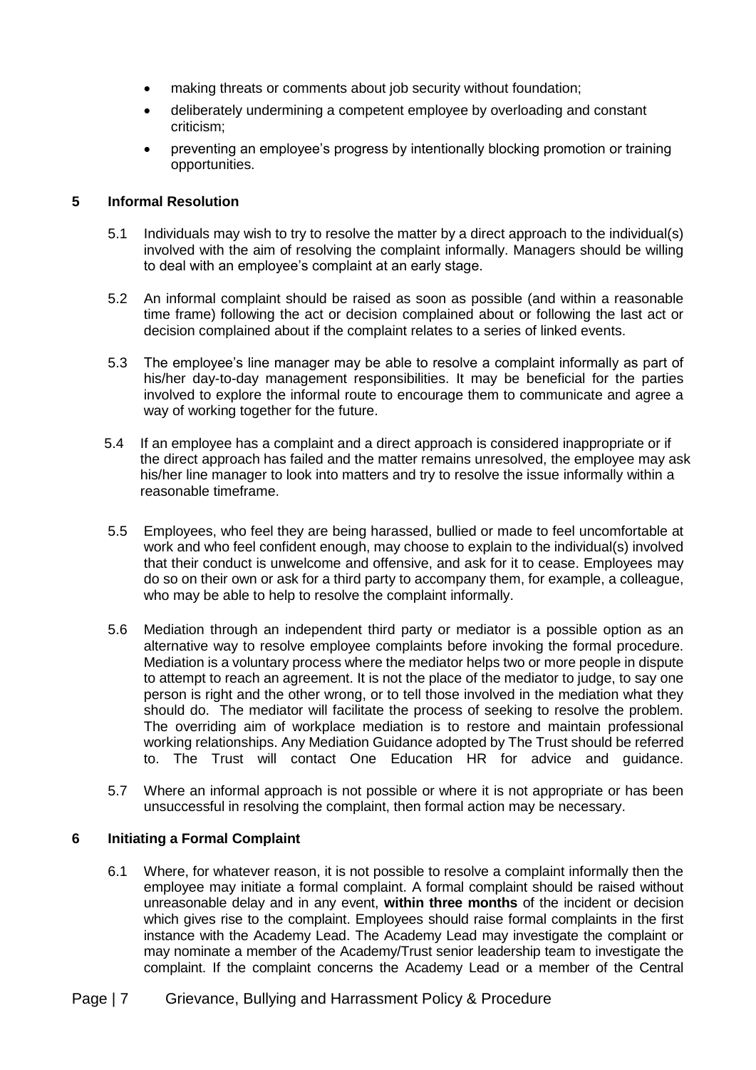- making threats or comments about job security without foundation;
- deliberately undermining a competent employee by overloading and constant criticism;
- preventing an employee's progress by intentionally blocking promotion or training opportunities.

## 5 Informal Resolution

5.1 Individuals may wish to try to resolve the matter by a direct approach to the individual(s) involved with the aim of resolving the complaint informally. Managers should be willing to deal with an employee's complaint at an early stage.

5.2 An informal complaint should be raised as soon as possible (and within a reasonable time frame) following the act or decision complained about or following the last act or decision complained about if the complaint relates to a series of linked events.

5.3 The employee's line manager may be able to resolve a complaint informally as part of his/her day-to-day management responsibilities. It may be beneficial for the parties involved to explore the informal route to encourage them to communicate and agree a way of working together for the future.

5.4 If an employee has a complaint and a direct approach is considered inappropriate or if the direct approach has failed and the matter remains unresolved, the employee may ask his/her line manager to look into matters and try to resolve the issue informally within a reasonable timeframe.

5.5 Employees, who feel they are being harassed, bullied or made to feel uncomfortable at work and who feel confident enough, may choose to explain to the individual(s) involved that their conduct is unwelcome and offensive, and ask for it to cease. Employees may do so on their own or ask for a third party to accompany them, for example, a colleague, who may be able to help to resolve the complaint informally.

5.6 Mediation through an independent third party or mediator is a possible option as an alternative way to resolve employee complaints before invoking the formal procedure. Mediation is a voluntary process where the mediator helps two or more people in dispute to attempt to reach an agreement. It is not the place of the mediator to judge, to say one person is right and the other wrong, or to tell those involved in the mediation what they should do. The mediator will facilitate the process of seeking to resolve the problem. The overriding aim of workplace mediation is to restore and maintain professional working relationships. Any Mediation Guidance adopted by The Trust should be referred to. The Trust will contact One Education HR for advice and guidance.

5.7 Where an informal approach is not possible or where it is not appropriate or has been unsuccessful in resolving the complaint, then formal action may be necessary.

## 6 Initiating a Formal Complaint

6.1 Where, for whatever reason, it is not possible to resolve a complaint informally then the employee may initiate a formal complaint. A formal complaint should be raised without unreasonable delay and in any event, **within three months** of the incident or decision which gives rise to the complaint. Employees should raise formal complaints in the first instance with the Academy Lead. The Academy Lead may investigate the complaint or may nominate a member of the Academy/Trust senior leadership team to investigate the complaint. If the complaint concerns the Academy Lead or a member of the Central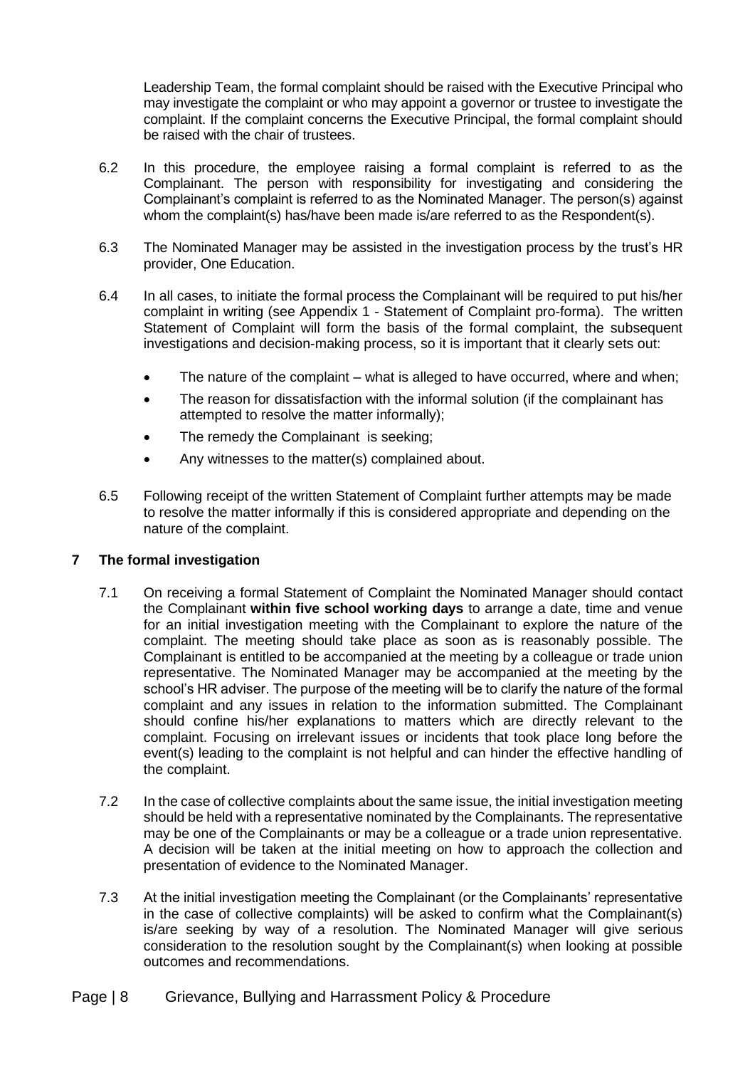Leadership Team, the formal complaint should be raised with the Executive Principal who may investigate the complaint or who may appoint a governor or trustee to investigate the complaint. If the complaint concerns the Executive Principal, the formal complaint should be raised with the chair of trustees.

6.2 In this procedure, the employee raising a formal complaint is referred to as the Complainant. The person with responsibility for investigating and considering the Complainant's complaint is referred to as the Nominated Manager. The person(s) against whom the complaint(s) has/have been made is/are referred to as the Respondent(s).

6.3 The Nominated Manager may be assisted in the investigation process by the trust's HR provider, One Education.

6.4 In all cases, to initiate the formal process the Complainant will be required to put his/her complaint in writing (see Appendix 1 - Statement of Complaint pro-forma). The written Statement of Complaint will form the basis of the formal complaint, the subsequent investigations and decision-making process, so it is important that it clearly sets out:

- The nature of the complaint – what is alleged to have occurred, where and when;
- The reason for dissatisfaction with the informal solution (if the complainant has attempted to resolve the matter informally);
- The remedy the Complainant is seeking;
- Any witnesses to the matter(s) complained about.

6.5 Following receipt of the written Statement of Complaint further attempts may be made to resolve the matter informally if this is considered appropriate and depending on the nature of the complaint.

## 7 The formal investigation

7.1 On receiving a formal Statement of Complaint the Nominated Manager should contact the Complainant **within five school working days** to arrange a date, time and venue for an initial investigation meeting with the Complainant to explore the nature of the complaint. The meeting should take place as soon as is reasonably possible. The Complainant is entitled to be accompanied at the meeting by a colleague or trade union representative. The Nominated Manager may be accompanied at the meeting by the school's HR adviser. The purpose of the meeting will be to clarify the nature of the formal complaint and any issues in relation to the information submitted. The Complainant should confine his/her explanations to matters which are directly relevant to the complaint. Focusing on irrelevant issues or incidents that took place long before the event(s) leading to the complaint is not helpful and can hinder the effective handling of the complaint.

7.2 In the case of collective complaints about the same issue, the initial investigation meeting should be held with a representative nominated by the Complainants. The representative may be one of the Complainants or may be a colleague or a trade union representative. A decision will be taken at the initial meeting on how to approach the collection and presentation of evidence to the Nominated Manager.

7.3 At the initial investigation meeting the Complainant (or the Complainants' representative in the case of collective complaints) will be asked to confirm what the Complainant(s) is/are seeking by way of a resolution. The Nominated Manager will give serious consideration to the resolution sought by the Complainant(s) when looking at possible outcomes and recommendations.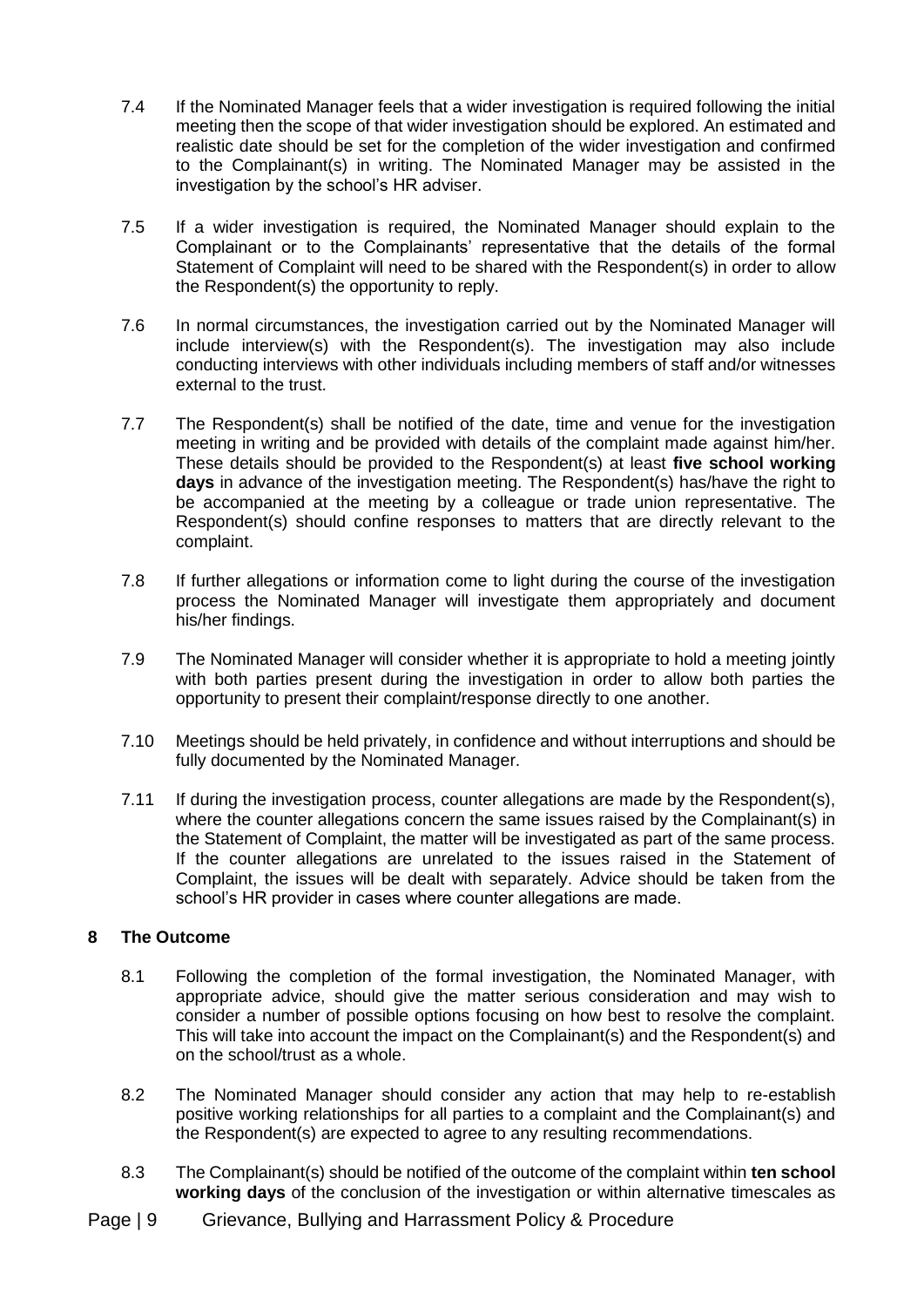7.4 If the Nominated Manager feels that a wider investigation is required following the initial meeting then the scope of that wider investigation should be explored. An estimated and realistic date should be set for the completion of the wider investigation and confirmed to the Complainant(s) in writing. The Nominated Manager may be assisted in the investigation by the school's HR adviser.

7.5 If a wider investigation is required, the Nominated Manager should explain to the Complainant or to the Complainants' representative that the details of the formal Statement of Complaint will need to be shared with the Respondent(s) in order to allow the Respondent(s) the opportunity to reply.

7.6 In normal circumstances, the investigation carried out by the Nominated Manager will include interview(s) with the Respondent(s). The investigation may also include conducting interviews with other individuals including members of staff and/or witnesses external to the trust.

7.7 The Respondent(s) shall be notified of the date, time and venue for the investigation meeting in writing and be provided with details of the complaint made against him/her. These details should be provided to the Respondent(s) at least **five school working days** in advance of the investigation meeting. The Respondent(s) has/have the right to be accompanied at the meeting by a colleague or trade union representative. The Respondent(s) should confine responses to matters that are directly relevant to the complaint.

7.8 If further allegations or information come to light during the course of the investigation process the Nominated Manager will investigate them appropriately and document his/her findings.

7.9 The Nominated Manager will consider whether it is appropriate to hold a meeting jointly with both parties present during the investigation in order to allow both parties the opportunity to present their complaint/response directly to one another.

7.10 Meetings should be held privately, in confidence and without interruptions and should be fully documented by the Nominated Manager.

7.11 If during the investigation process, counter allegations are made by the Respondent(s), where the counter allegations concern the same issues raised by the Complainant(s) in the Statement of Complaint, the matter will be investigated as part of the same process. If the counter allegations are unrelated to the issues raised in the Statement of Complaint, the issues will be dealt with separately. Advice should be taken from the school's HR provider in cases where counter allegations are made.

## 8 The Outcome

8.1 Following the completion of the formal investigation, the Nominated Manager, with appropriate advice, should give the matter serious consideration and may wish to consider a number of possible options focusing on how best to resolve the complaint. This will take into account the impact on the Complainant(s) and the Respondent(s) and on the school/trust as a whole.

8.2 The Nominated Manager should consider any action that may help to re-establish positive working relationships for all parties to a complaint and the Complainant(s) and the Respondent(s) are expected to agree to any resulting recommendations.

8.3 The Complainant(s) should be notified of the outcome of the complaint within **ten school working days** of the conclusion of the investigation or within alternative timescales as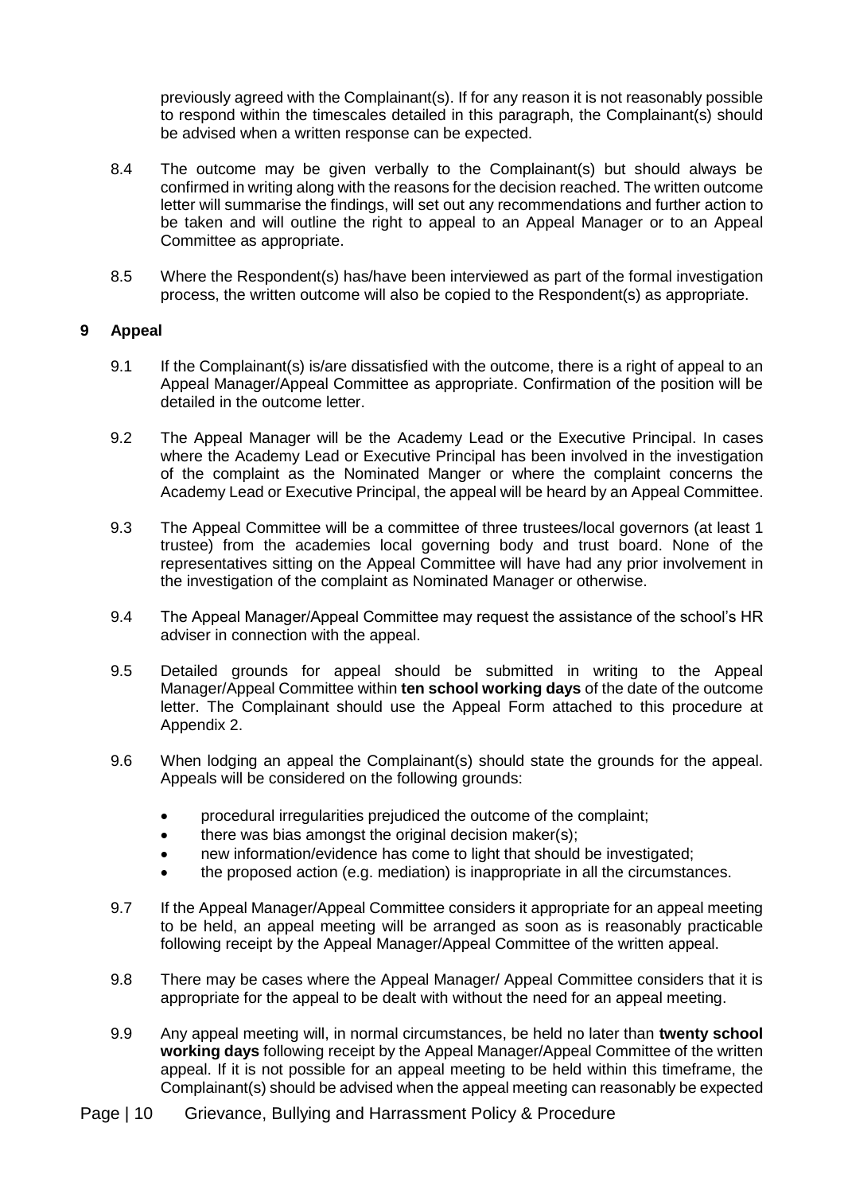previously agreed with the Complainant(s). If for any reason it is not reasonably possible to respond within the timescales detailed in this paragraph, the Complainant(s) should be advised when a written response can be expected.

8.4 The outcome may be given verbally to the Complainant(s) but should always be confirmed in writing along with the reasons for the decision reached. The written outcome letter will summarise the findings, will set out any recommendations and further action to be taken and will outline the right to appeal to an Appeal Manager or to an Appeal Committee as appropriate.

8.5 Where the Respondent(s) has/have been interviewed as part of the formal investigation process, the written outcome will also be copied to the Respondent(s) as appropriate.

## 9 Appeal

9.1 If the Complainant(s) is/are dissatisfied with the outcome, there is a right of appeal to an Appeal Manager/Appeal Committee as appropriate. Confirmation of the position will be detailed in the outcome letter.

9.2 The Appeal Manager will be the Academy Lead or the Executive Principal. In cases where the Academy Lead or Executive Principal has been involved in the investigation of the complaint as the Nominated Manger or where the complaint concerns the Academy Lead or Executive Principal, the appeal will be heard by an Appeal Committee.

9.3 The Appeal Committee will be a committee of three trustees/local governors (at least 1 trustee) from the academies local governing body and trust board. None of the representatives sitting on the Appeal Committee will have had any prior involvement in the investigation of the complaint as Nominated Manager or otherwise.

9.4 The Appeal Manager/Appeal Committee may request the assistance of the school's HR adviser in connection with the appeal.

9.5 Detailed grounds for appeal should be submitted in writing to the Appeal Manager/Appeal Committee within **ten school working days** of the date of the outcome letter. The Complainant should use the Appeal Form attached to this procedure at Appendix 2.

9.6 When lodging an appeal the Complainant(s) should state the grounds for the appeal. Appeals will be considered on the following grounds:

- procedural irregularities prejudiced the outcome of the complaint;
- there was bias amongst the original decision maker(s);
- new information/evidence has come to light that should be investigated;
- the proposed action (e.g. mediation) is inappropriate in all the circumstances.

9.7 If the Appeal Manager/Appeal Committee considers it appropriate for an appeal meeting to be held, an appeal meeting will be arranged as soon as is reasonably practicable following receipt by the Appeal Manager/Appeal Committee of the written appeal.

9.8 There may be cases where the Appeal Manager/ Appeal Committee considers that it is appropriate for the appeal to be dealt with without the need for an appeal meeting.

9.9 Any appeal meeting will, in normal circumstances, be held no later than **twenty school working days** following receipt by the Appeal Manager/Appeal Committee of the written appeal. If it is not possible for an appeal meeting to be held within this timeframe, the Complainant(s) should be advised when the appeal meeting can reasonably be expected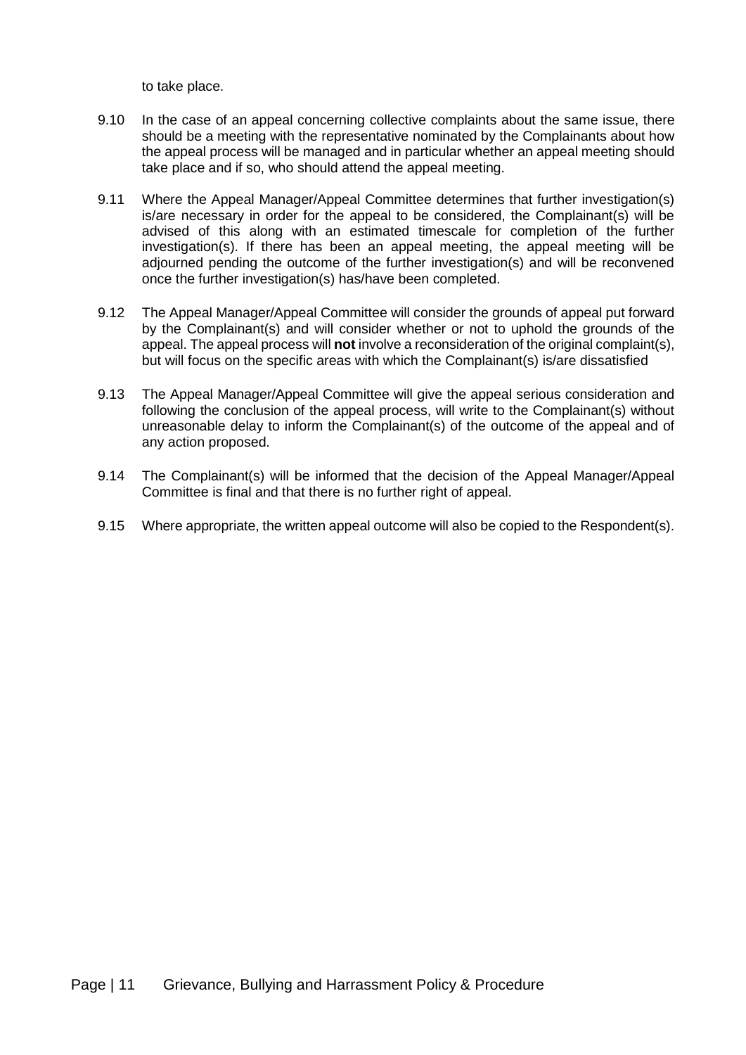to take place.

9.10 In the case of an appeal concerning collective complaints about the same issue, there should be a meeting with the representative nominated by the Complainants about how the appeal process will be managed and in particular whether an appeal meeting should take place and if so, who should attend the appeal meeting.

9.11 Where the Appeal Manager/Appeal Committee determines that further investigation(s) is/are necessary in order for the appeal to be considered, the Complainant(s) will be advised of this along with an estimated timescale for completion of the further investigation(s). If there has been an appeal meeting, the appeal meeting will be adjourned pending the outcome of the further investigation(s) and will be reconvened once the further investigation(s) has/have been completed.

9.12 The Appeal Manager/Appeal Committee will consider the grounds of appeal put forward by the Complainant(s) and will consider whether or not to uphold the grounds of the appeal. The appeal process will **not** involve a reconsideration of the original complaint(s), but will focus on the specific areas with which the Complainant(s) is/are dissatisfied

9.13 The Appeal Manager/Appeal Committee will give the appeal serious consideration and following the conclusion of the appeal process, will write to the Complainant(s) without unreasonable delay to inform the Complainant(s) of the outcome of the appeal and of any action proposed.

9.14 The Complainant(s) will be informed that the decision of the Appeal Manager/Appeal Committee is final and that there is no further right of appeal.

9.15 Where appropriate, the written appeal outcome will also be copied to the Respondent(s).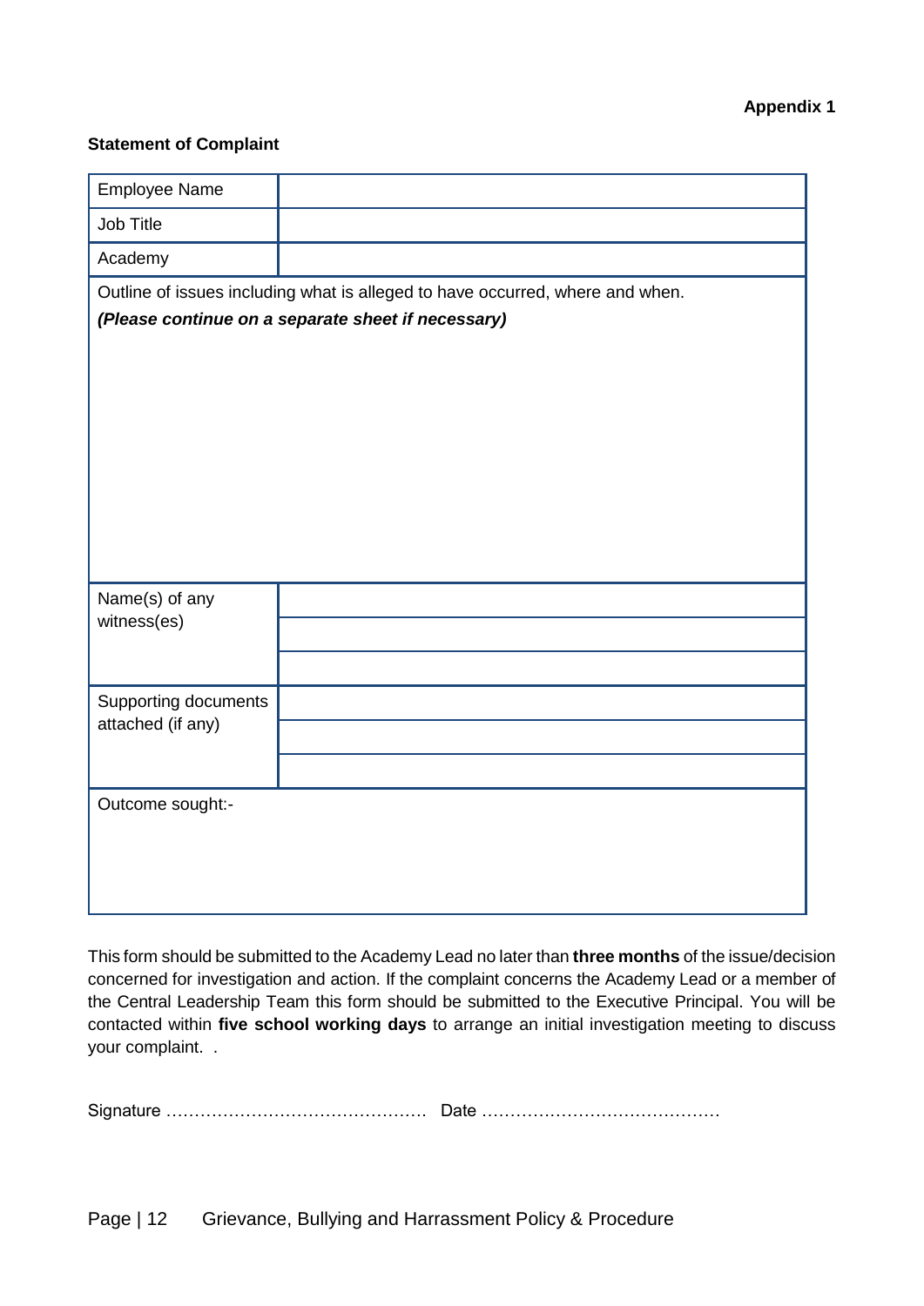**Appendix 1**

**Statement of Complaint**

| Employee Name | |
|---|---|
| Job Title | |
| Academy | |
| Outline of issues including what is alleged to have occurred, where and when. ***(Please continue on a separate sheet if necessary)*** | |
| Name(s) of any witness(es) | |
| | |
| | |
| Supporting documents attached (if any) | |
| | |
| | |
| Outcome sought:- | |

This form should be submitted to the Academy Lead no later than **three months** of the issue/decision concerned for investigation and action. If the complaint concerns the Academy Lead or a member of the Central Leadership Team this form should be submitted to the Executive Principal. You will be contacted within **five school working days** to arrange an initial investigation meeting to discuss your complaint. .

Signature ………………………………………. Date ……………………………………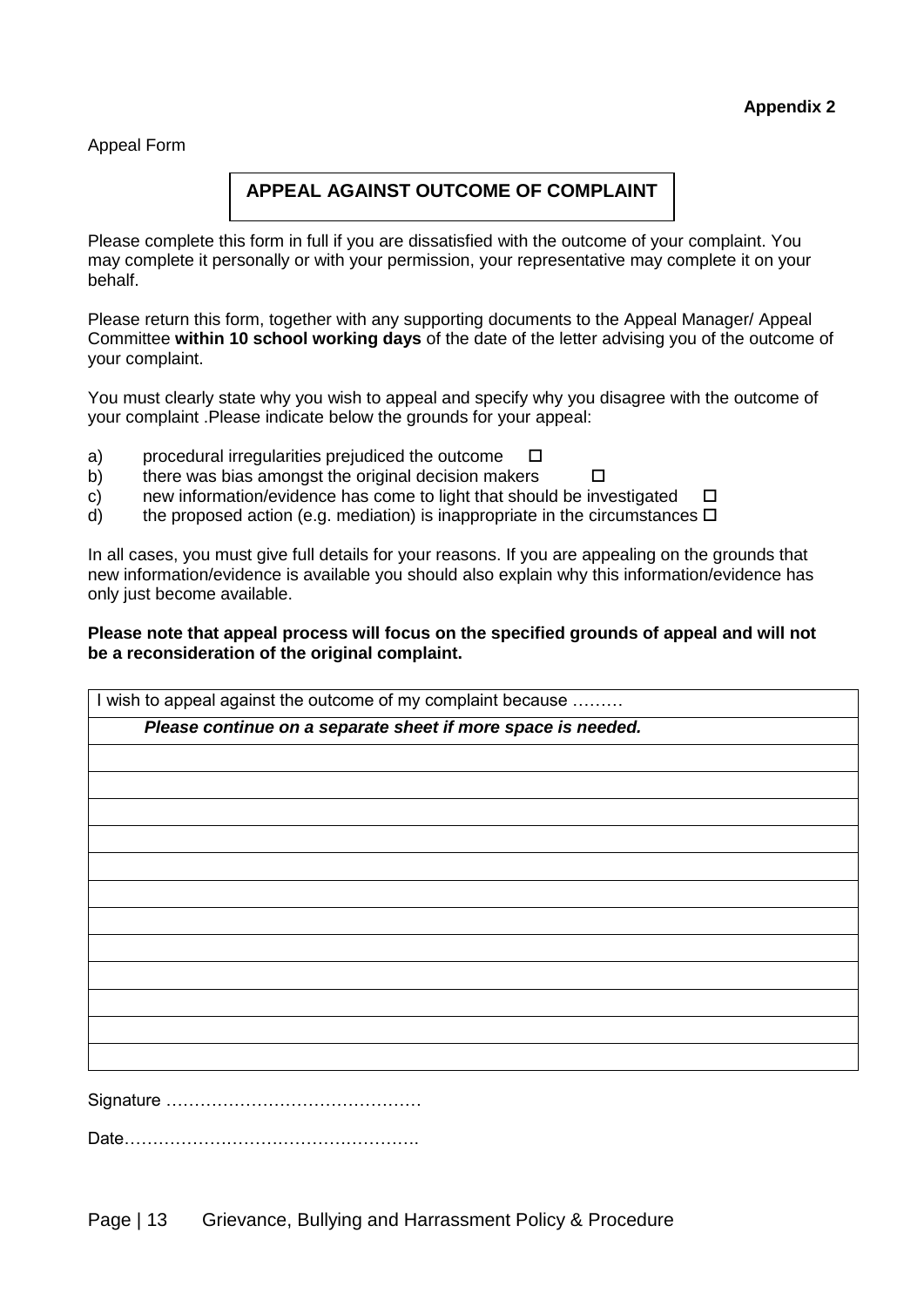**Appendix 2**

Appeal Form

## APPEAL AGAINST OUTCOME OF COMPLAINT

Please complete this form in full if you are dissatisfied with the outcome of your complaint. You may complete it personally or with your permission, your representative may complete it on your behalf.

Please return this form, together with any supporting documents to the Appeal Manager/ Appeal Committee **within 10 school working days** of the date of the letter advising you of the outcome of your complaint.

You must clearly state why you wish to appeal and specify why you disagree with the outcome of your complaint .Please indicate below the grounds for your appeal:

a) procedural irregularities prejudiced the outcome ☐
b) there was bias amongst the original decision makers ☐
c) new information/evidence has come to light that should be investigated ☐
d) the proposed action (e.g. mediation) is inappropriate in the circumstances ☐

In all cases, you must give full details for your reasons. If you are appealing on the grounds that new information/evidence is available you should also explain why this information/evidence has only just become available.

**Please note that appeal process will focus on the specified grounds of appeal and will not be a reconsideration of the original complaint.**

| I wish to appeal against the outcome of my complaint because ……… |
| --- |
| ***Please continue on a separate sheet if more space is needed.*** |
| |
| |
| |
| |
| |
| |
| |
| |
| |
| |
| |
| |

Signature ………………………………………

Date…………………………………………….